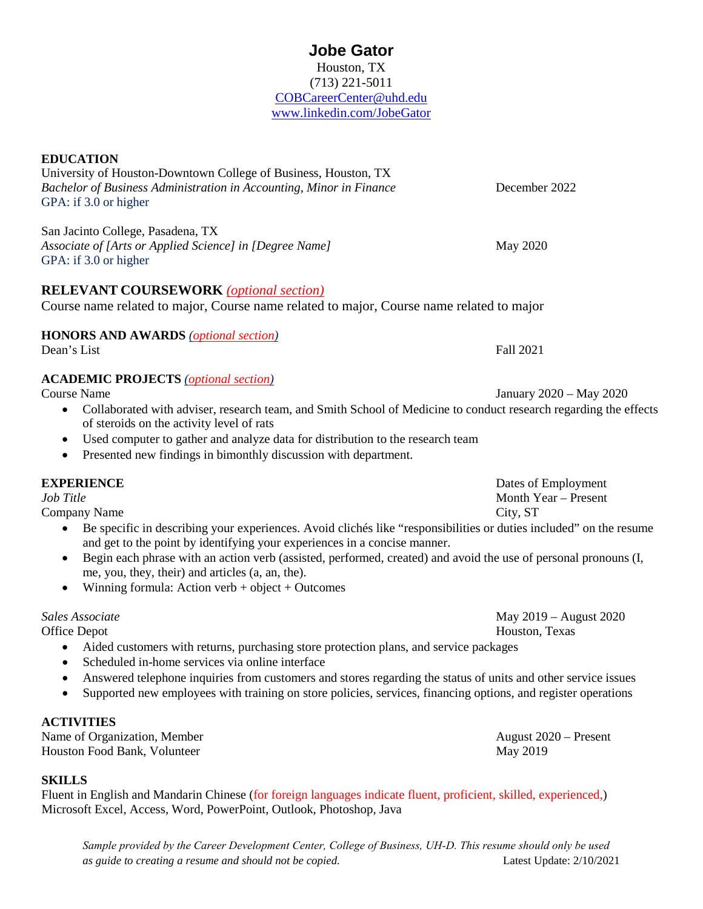# Jobe Gator

Houston, TX
(713) 221-5011
COBCareerCenter@uhd.edu
www.linkedin.com/JobeGator

## EDUCATION

University of Houston-Downtown College of Business, Houston, TX
*Bachelor of Business Administration in Accounting, Minor in Finance* — December 2022
GPA: if 3.0 or higher

San Jacinto College, Pasadena, TX
*Associate of [Arts or Applied Science] in [Degree Name]* — May 2020
GPA: if 3.0 or higher

## RELEVANT COURSEWORK *(optional section)*

Course name related to major, Course name related to major, Course name related to major

## HONORS AND AWARDS *(optional section)*

Dean's List — Fall 2021

## ACADEMIC PROJECTS *(optional section)*

Course Name — January 2020 – May 2020

- Collaborated with adviser, research team, and Smith School of Medicine to conduct research regarding the effects of steroids on the activity level of rats
- Used computer to gather and analyze data for distribution to the research team
- Presented new findings in bimonthly discussion with department.

## EXPERIENCE

Dates of Employment

*Job Title* — Month Year – Present
Company Name — City, ST

- Be specific in describing your experiences. Avoid clichés like "responsibilities or duties included" on the resume and get to the point by identifying your experiences in a concise manner.
- Begin each phrase with an action verb (assisted, performed, created) and avoid the use of personal pronouns (I, me, you, they, their) and articles (a, an, the).
- Winning formula: Action verb + object + Outcomes

*Sales Associate* — May 2019 – August 2020
Office Depot — Houston, Texas

- Aided customers with returns, purchasing store protection plans, and service packages
- Scheduled in-home services via online interface
- Answered telephone inquiries from customers and stores regarding the status of units and other service issues
- Supported new employees with training on store policies, services, financing options, and register operations

## ACTIVITIES

Name of Organization, Member — August 2020 – Present
Houston Food Bank, Volunteer — May 2019

## SKILLS

Fluent in English and Mandarin Chinese (for foreign languages indicate fluent, proficient, skilled, experienced,)
Microsoft Excel, Access, Word, PowerPoint, Outlook, Photoshop, Java

*Sample provided by the Career Development Center, College of Business, UH-D. This resume should only be used as guide to creating a resume and should not be copied.* Latest Update: 2/10/2021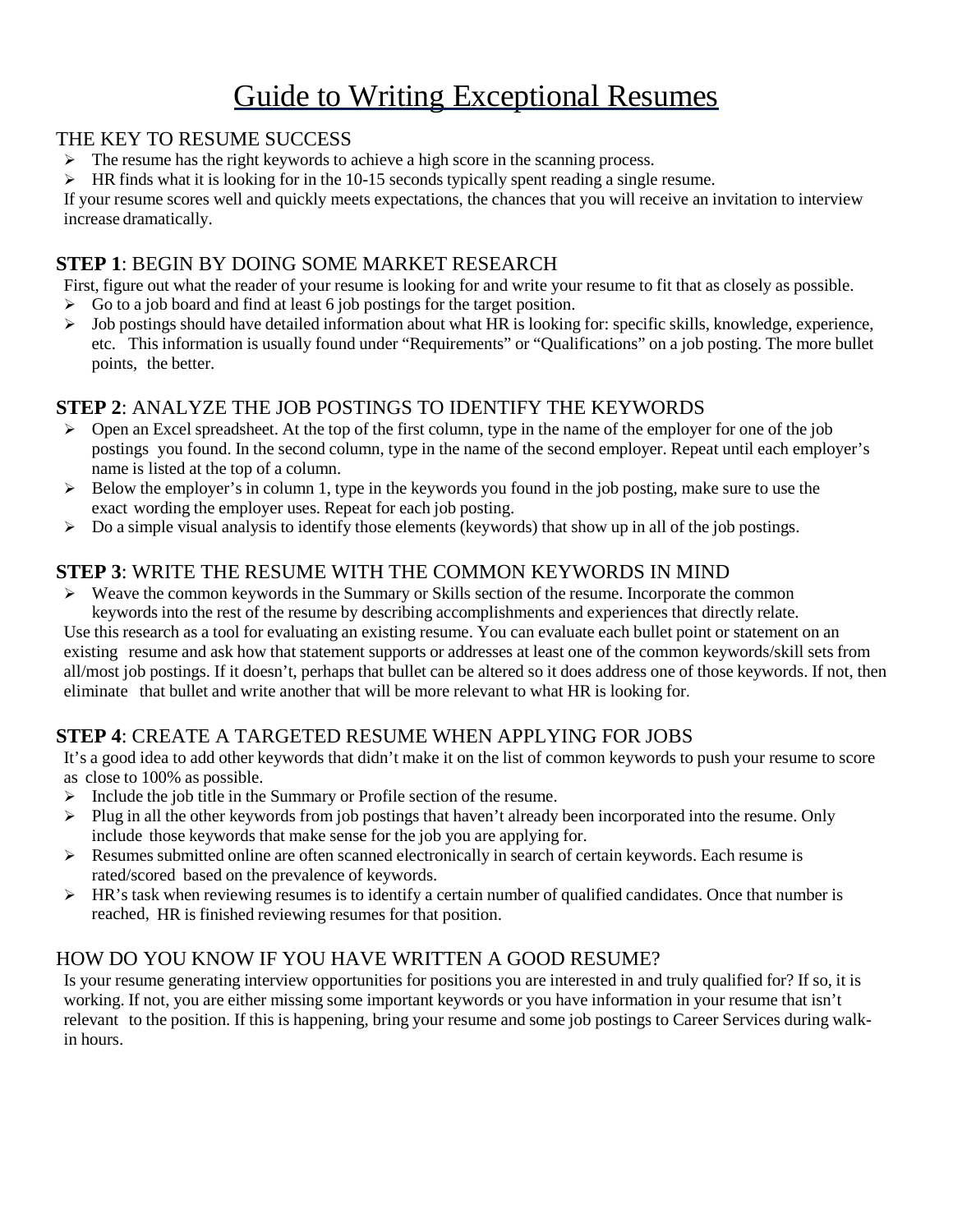# Guide to Writing Exceptional Resumes

## THE KEY TO RESUME SUCCESS

- The resume has the right keywords to achieve a high score in the scanning process.
- HR finds what it is looking for in the 10-15 seconds typically spent reading a single resume.

If your resume scores well and quickly meets expectations, the chances that you will receive an invitation to interview increase dramatically.

## **STEP 1**: BEGIN BY DOING SOME MARKET RESEARCH

First, figure out what the reader of your resume is looking for and write your resume to fit that as closely as possible.

- Go to a job board and find at least 6 job postings for the target position.
- Job postings should have detailed information about what HR is looking for: specific skills, knowledge, experience, etc. This information is usually found under "Requirements" or "Qualifications" on a job posting. The more bullet points, the better.

## **STEP 2**: ANALYZE THE JOB POSTINGS TO IDENTIFY THE KEYWORDS

- Open an Excel spreadsheet. At the top of the first column, type in the name of the employer for one of the job postings you found. In the second column, type in the name of the second employer. Repeat until each employer's name is listed at the top of a column.
- Below the employer's in column 1, type in the keywords you found in the job posting, make sure to use the exact wording the employer uses. Repeat for each job posting.
- Do a simple visual analysis to identify those elements (keywords) that show up in all of the job postings.

## **STEP 3**: WRITE THE RESUME WITH THE COMMON KEYWORDS IN MIND

- Weave the common keywords in the Summary or Skills section of the resume. Incorporate the common keywords into the rest of the resume by describing accomplishments and experiences that directly relate.

Use this research as a tool for evaluating an existing resume. You can evaluate each bullet point or statement on an existing resume and ask how that statement supports or addresses at least one of the common keywords/skill sets from all/most job postings. If it doesn't, perhaps that bullet can be altered so it does address one of those keywords. If not, then eliminate that bullet and write another that will be more relevant to what HR is looking for.

## **STEP 4**: CREATE A TARGETED RESUME WHEN APPLYING FOR JOBS

It's a good idea to add other keywords that didn't make it on the list of common keywords to push your resume to score as close to 100% as possible.

- Include the job title in the Summary or Profile section of the resume.
- Plug in all the other keywords from job postings that haven't already been incorporated into the resume. Only include those keywords that make sense for the job you are applying for.
- Resumes submitted online are often scanned electronically in search of certain keywords. Each resume is rated/scored based on the prevalence of keywords.
- HR's task when reviewing resumes is to identify a certain number of qualified candidates. Once that number is reached, HR is finished reviewing resumes for that position.

## HOW DO YOU KNOW IF YOU HAVE WRITTEN A GOOD RESUME?

Is your resume generating interview opportunities for positions you are interested in and truly qualified for? If so, it is working. If not, you are either missing some important keywords or you have information in your resume that isn't relevant to the position. If this is happening, bring your resume and some job postings to Career Services during walk-in hours.